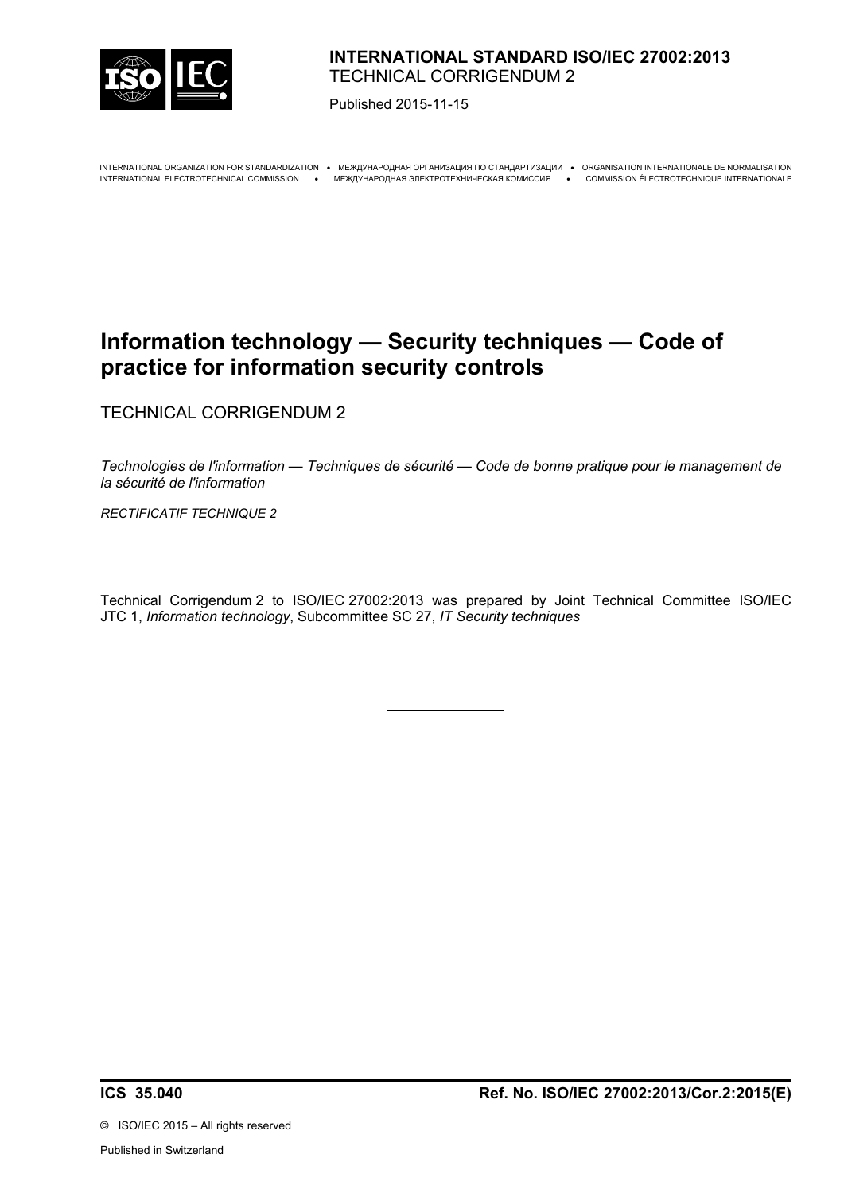**INTERNATIONAL STANDARD ISO/IEC 27002:2013**
TECHNICAL CORRIGENDUM 2

Published 2015-11-15

INTERNATIONAL ORGANIZATION FOR STANDARDIZATION • МЕЖДУНАРОДНАЯ ОРГАНИЗАЦИЯ ПО СТАНДАРТИЗАЦИИ • ORGANISATION INTERNATIONALE DE NORMALISATION
INTERNATIONAL ELECTROTECHNICAL COMMISSION • МЕЖДУНАРОДНАЯ ЭЛЕКТРОТЕХНИЧЕСКАЯ КОМИССИЯ • COMMISSION ÉLECTROTECHNIQUE INTERNATIONALE

# Information technology — Security techniques — Code of practice for information security controls

TECHNICAL CORRIGENDUM 2

*Technologies de l'information — Techniques de sécurité — Code de bonne pratique pour le management de la sécurité de l'information*

*RECTIFICATIF TECHNIQUE 2*

Technical Corrigendum 2 to ISO/IEC 27002:2013 was prepared by Joint Technical Committee ISO/IEC JTC 1, *Information technology*, Subcommittee SC 27, *IT Security techniques*

---

**ICS 35.040** **Ref. No. ISO/IEC 27002:2013/Cor.2:2015(E)**

© ISO/IEC 2015 – All rights reserved

Published in Switzerland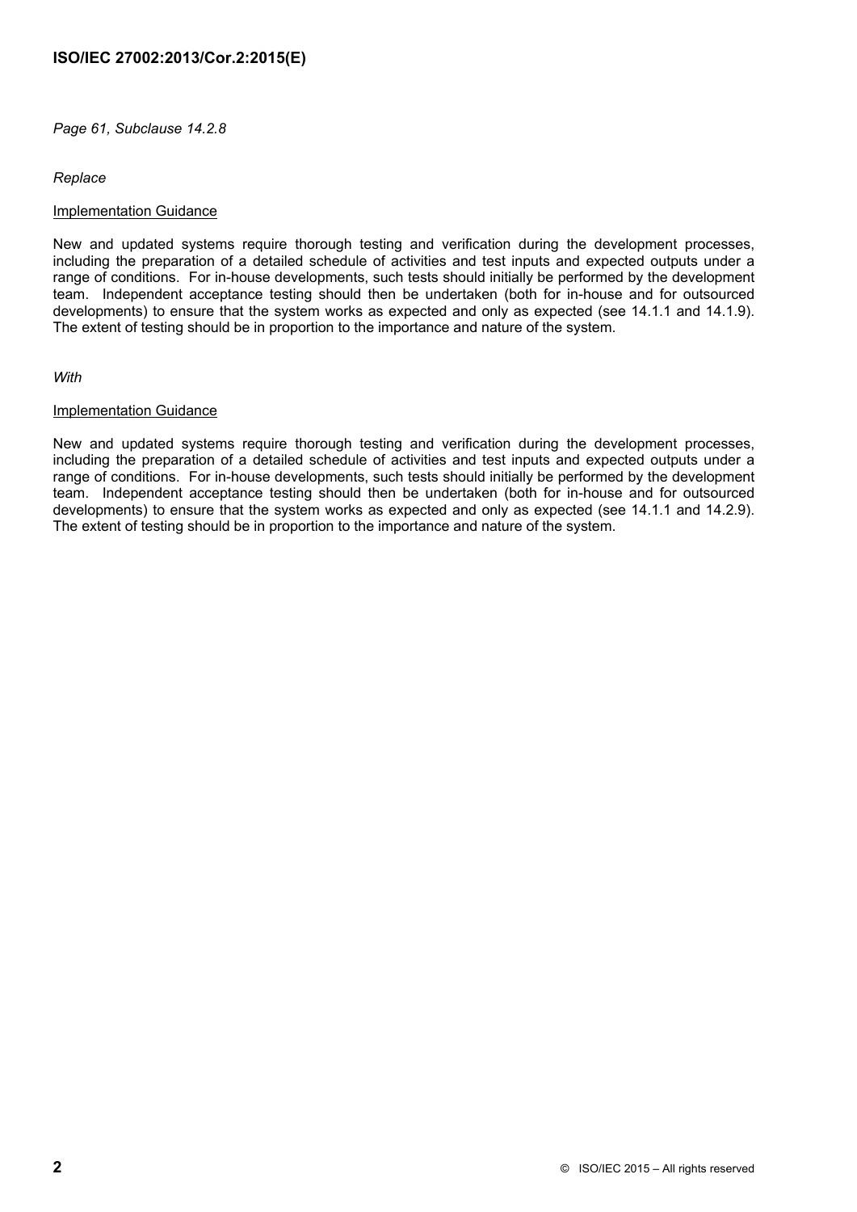*Page 61, Subclause 14.2.8*

*Replace*

Implementation Guidance

New and updated systems require thorough testing and verification during the development processes, including the preparation of a detailed schedule of activities and test inputs and expected outputs under a range of conditions. For in-house developments, such tests should initially be performed by the development team. Independent acceptance testing should then be undertaken (both for in-house and for outsourced developments) to ensure that the system works as expected and only as expected (see 14.1.1 and 14.1.9). The extent of testing should be in proportion to the importance and nature of the system.

*With*

Implementation Guidance

New and updated systems require thorough testing and verification during the development processes, including the preparation of a detailed schedule of activities and test inputs and expected outputs under a range of conditions. For in-house developments, such tests should initially be performed by the development team. Independent acceptance testing should then be undertaken (both for in-house and for outsourced developments) to ensure that the system works as expected and only as expected (see 14.1.1 and 14.2.9). The extent of testing should be in proportion to the importance and nature of the system.